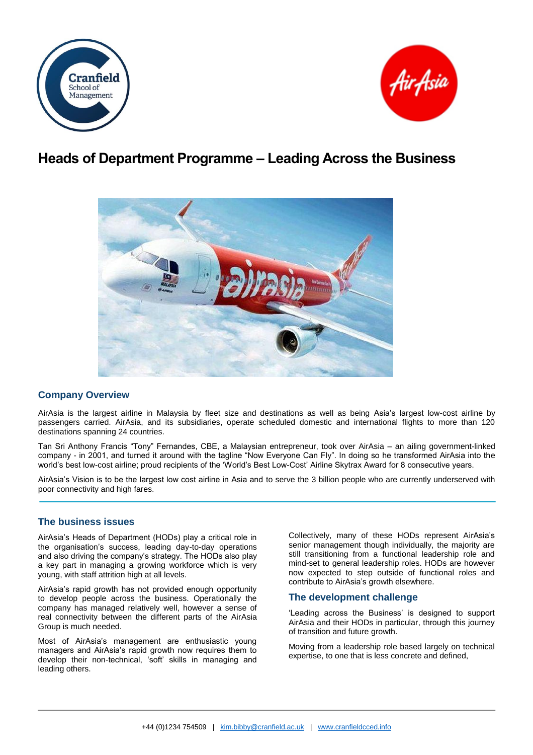# Heads of Department Programme – Leading Across the Business

## Company Overview

AirAsia is the largest airline in Malaysia by fleet size and destinations as well as being Asia's largest low-cost airline by passengers carried. AirAsia, and its subsidiaries, operate scheduled domestic and international flights to more than 120 destinations spanning 24 countries.

Tan Sri Anthony Francis "Tony" Fernandes, CBE, a Malaysian entrepreneur, took over AirAsia – an ailing government-linked company - in 2001, and turned it around with the tagline "Now Everyone Can Fly". In doing so he transformed AirAsia into the world's best low-cost airline; proud recipients of the 'World's Best Low-Cost' Airline Skytrax Award for 8 consecutive years.

AirAsia's Vision is to be the largest low cost airline in Asia and to serve the 3 billion people who are currently underserved with poor connectivity and high fares.

## The business issues

AirAsia's Heads of Department (HODs) play a critical role in the organisation's success, leading day-to-day operations and also driving the company's strategy. The HODs also play a key part in managing a growing workforce which is very young, with staff attrition high at all levels.

AirAsia's rapid growth has not provided enough opportunity to develop people across the business. Operationally the company has managed relatively well, however a sense of real connectivity between the different parts of the AirAsia Group is much needed.

Most of AirAsia's management are enthusiastic young managers and AirAsia's rapid growth now requires them to develop their non-technical, 'soft' skills in managing and leading others.

Collectively, many of these HODs represent AirAsia's senior management though individually, the majority are still transitioning from a functional leadership role and mind-set to general leadership roles. HODs are however now expected to step outside of functional roles and contribute to AirAsia's growth elsewhere.

## The development challenge

'Leading across the Business' is designed to support AirAsia and their HODs in particular, through this journey of transition and future growth.

Moving from a leadership role based largely on technical expertise, to one that is less concrete and defined,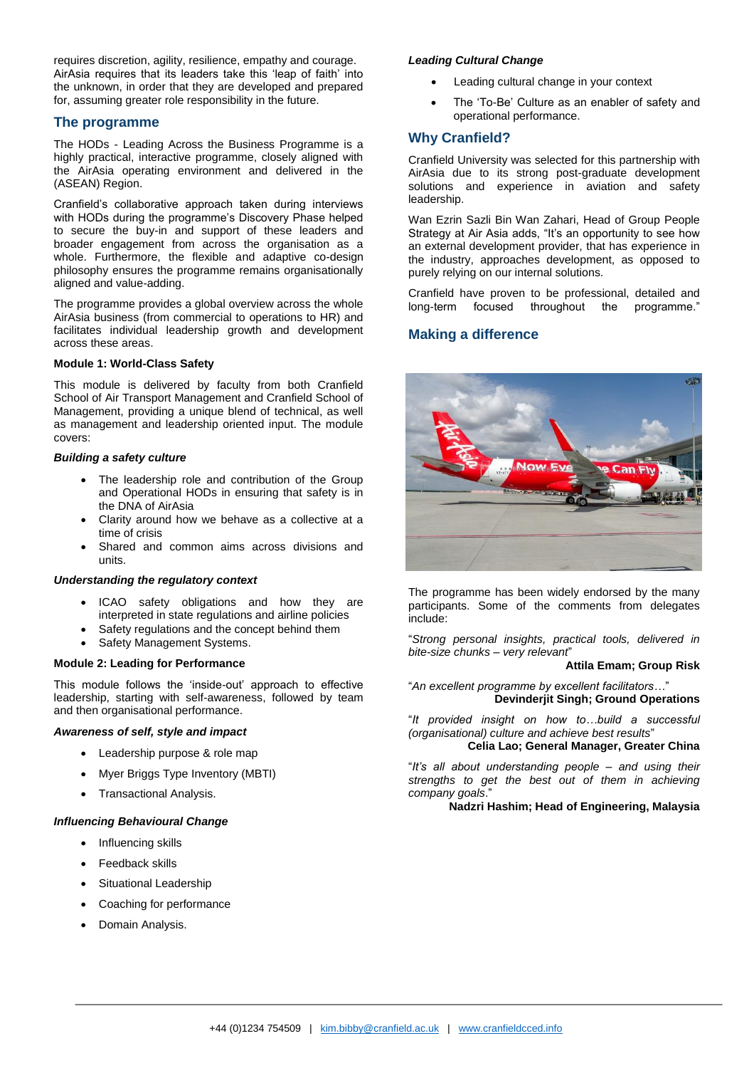requires discretion, agility, resilience, empathy and courage. AirAsia requires that its leaders take this 'leap of faith' into the unknown, in order that they are developed and prepared for, assuming greater role responsibility in the future.

## The programme

The HODs - Leading Across the Business Programme is a highly practical, interactive programme, closely aligned with the AirAsia operating environment and delivered in the (ASEAN) Region.

Cranfield's collaborative approach taken during interviews with HODs during the programme's Discovery Phase helped to secure the buy-in and support of these leaders and broader engagement from across the organisation as a whole. Furthermore, the flexible and adaptive co-design philosophy ensures the programme remains organisationally aligned and value-adding.

The programme provides a global overview across the whole AirAsia business (from commercial to operations to HR) and facilitates individual leadership growth and development across these areas.

**Module 1: World-Class Safety**

This module is delivered by faculty from both Cranfield School of Air Transport Management and Cranfield School of Management, providing a unique blend of technical, as well as management and leadership oriented input. The module covers:

***Building a safety culture***

- The leadership role and contribution of the Group and Operational HODs in ensuring that safety is in the DNA of AirAsia
- Clarity around how we behave as a collective at a time of crisis
- Shared and common aims across divisions and units.

***Understanding the regulatory context***

- ICAO safety obligations and how they are interpreted in state regulations and airline policies
- Safety regulations and the concept behind them
- Safety Management Systems.

**Module 2: Leading for Performance**

This module follows the 'inside-out' approach to effective leadership, starting with self-awareness, followed by team and then organisational performance.

***Awareness of self, style and impact***

- Leadership purpose & role map
- Myer Briggs Type Inventory (MBTI)
- Transactional Analysis.

***Influencing Behavioural Change***

- Influencing skills
- Feedback skills
- Situational Leadership
- Coaching for performance
- Domain Analysis.

***Leading Cultural Change***

- Leading cultural change in your context
- The 'To-Be' Culture as an enabler of safety and operational performance.

## Why Cranfield?

Cranfield University was selected for this partnership with AirAsia due to its strong post-graduate development solutions and experience in aviation and safety leadership.

Wan Ezrin Sazli Bin Wan Zahari, Head of Group People Strategy at Air Asia adds, "It's an opportunity to see how an external development provider, that has experience in the industry, approaches development, as opposed to purely relying on our internal solutions.

Cranfield have proven to be professional, detailed and long-term focused throughout the programme."

## Making a difference

The programme has been widely endorsed by the many participants. Some of the comments from delegates include:

"*Strong personal insights, practical tools, delivered in bite-size chunks – very relevant*"

**Attila Emam; Group Risk**

"*An excellent programme by excellent facilitators…*"

**Devinderjit Singh; Ground Operations**

"*It provided insight on how to…build a successful (organisational) culture and achieve best results*"

**Celia Lao; General Manager, Greater China**

"*It's all about understanding people – and using their strengths to get the best out of them in achieving company goals*."

**Nadzri Hashim; Head of Engineering, Malaysia**

+44 (0)1234 754509 | kim.bibby@cranfield.ac.uk | www.cranfieldcced.info